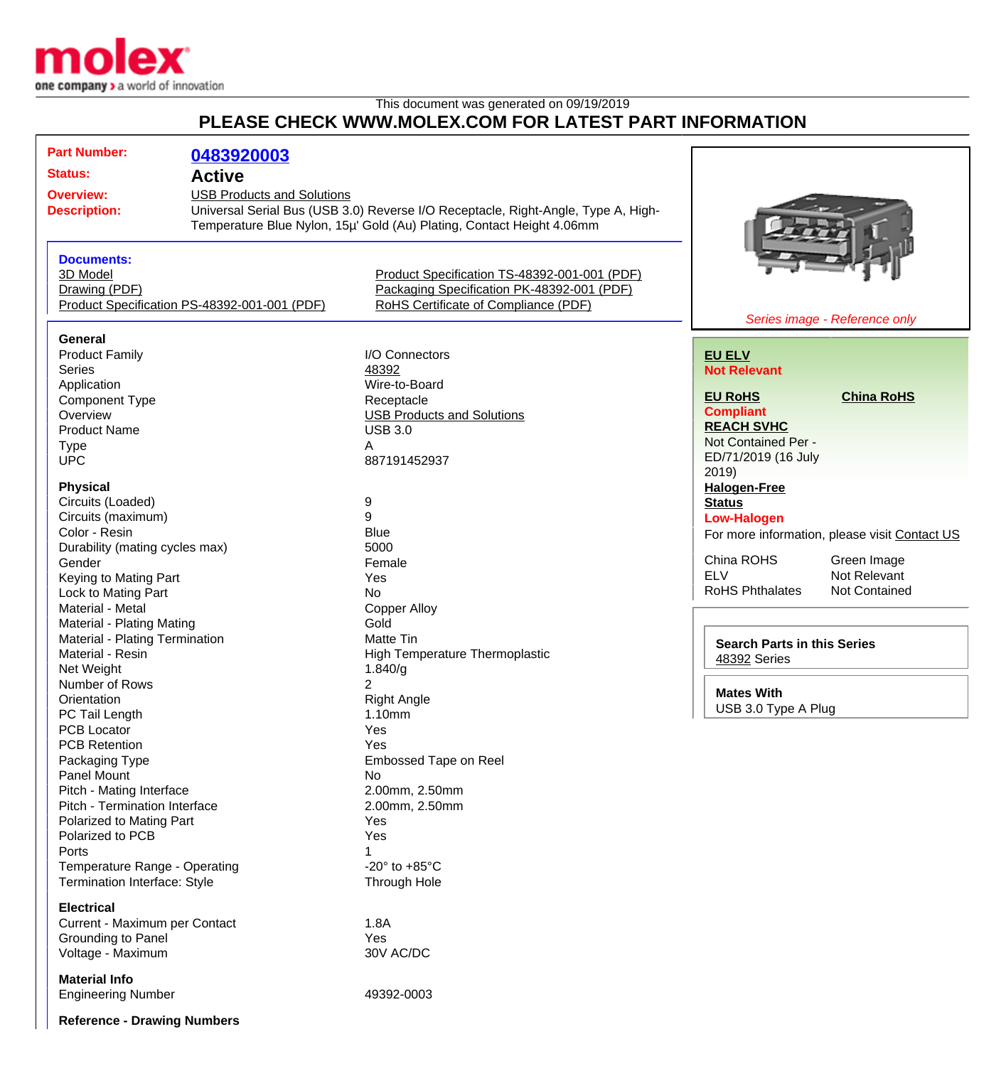molex

one company > a world of innovation

This document was generated on 09/19/2019

## PLEASE CHECK WWW.MOLEX.COM FOR LATEST PART INFORMATION

**Part Number:** 0483920003

**Status:** Active

**Overview:** USB Products and Solutions

**Description:** Universal Serial Bus (USB 3.0) Reverse I/O Receptacle, Right-Angle, Type A, High-Temperature Blue Nylon, 15µ' Gold (Au) Plating, Contact Height 4.06mm

**Documents:**

- 3D Model
- Drawing (PDF)
- Product Specification PS-48392-001-001 (PDF)
- Product Specification TS-48392-001-001 (PDF)
- Packaging Specification PK-48392-001 (PDF)
- RoHS Certificate of Compliance (PDF)

*Series image - Reference only*

**EU ELV**
Not Relevant

**EU RoHS**
Compliant

**China RoHS**

**REACH SVHC**
Not Contained Per - ED/71/2019 (16 July 2019)

**Halogen-Free Status**
Low-Halogen

For more information, please visit Contact US

| | |
|---|---|
| China ROHS | Green Image |
| ELV | Not Relevant |
| RoHS Phthalates | Not Contained |

**Search Parts in this Series**
48392 Series

**Mates With**
USB 3.0 Type A Plug

### General

| | |
|---|---|
| Product Family | I/O Connectors |
| Series | 48392 |
| Application | Wire-to-Board |
| Component Type | Receptacle |
| Overview | USB Products and Solutions |
| Product Name | USB 3.0 |
| Type | A |
| UPC | 887191452937 |

### Physical

| | |
|---|---|
| Circuits (Loaded) | 9 |
| Circuits (maximum) | 9 |
| Color - Resin | Blue |
| Durability (mating cycles max) | 5000 |
| Gender | Female |
| Keying to Mating Part | Yes |
| Lock to Mating Part | No |
| Material - Metal | Copper Alloy |
| Material - Plating Mating | Gold |
| Material - Plating Termination | Matte Tin |
| Material - Resin | High Temperature Thermoplastic |
| Net Weight | 1.840/g |
| Number of Rows | 2 |
| Orientation | Right Angle |
| PC Tail Length | 1.10mm |
| PCB Locator | Yes |
| PCB Retention | Yes |
| Packaging Type | Embossed Tape on Reel |
| Panel Mount | No |
| Pitch - Mating Interface | 2.00mm, 2.50mm |
| Pitch - Termination Interface | 2.00mm, 2.50mm |
| Polarized to Mating Part | Yes |
| Polarized to PCB | Yes |
| Ports | 1 |
| Temperature Range - Operating | -20° to +85°C |
| Termination Interface: Style | Through Hole |

### Electrical

| | |
|---|---|
| Current - Maximum per Contact | 1.8A |
| Grounding to Panel | Yes |
| Voltage - Maximum | 30V AC/DC |

### Material Info

| | |
|---|---|
| Engineering Number | 49392-0003 |

### Reference - Drawing Numbers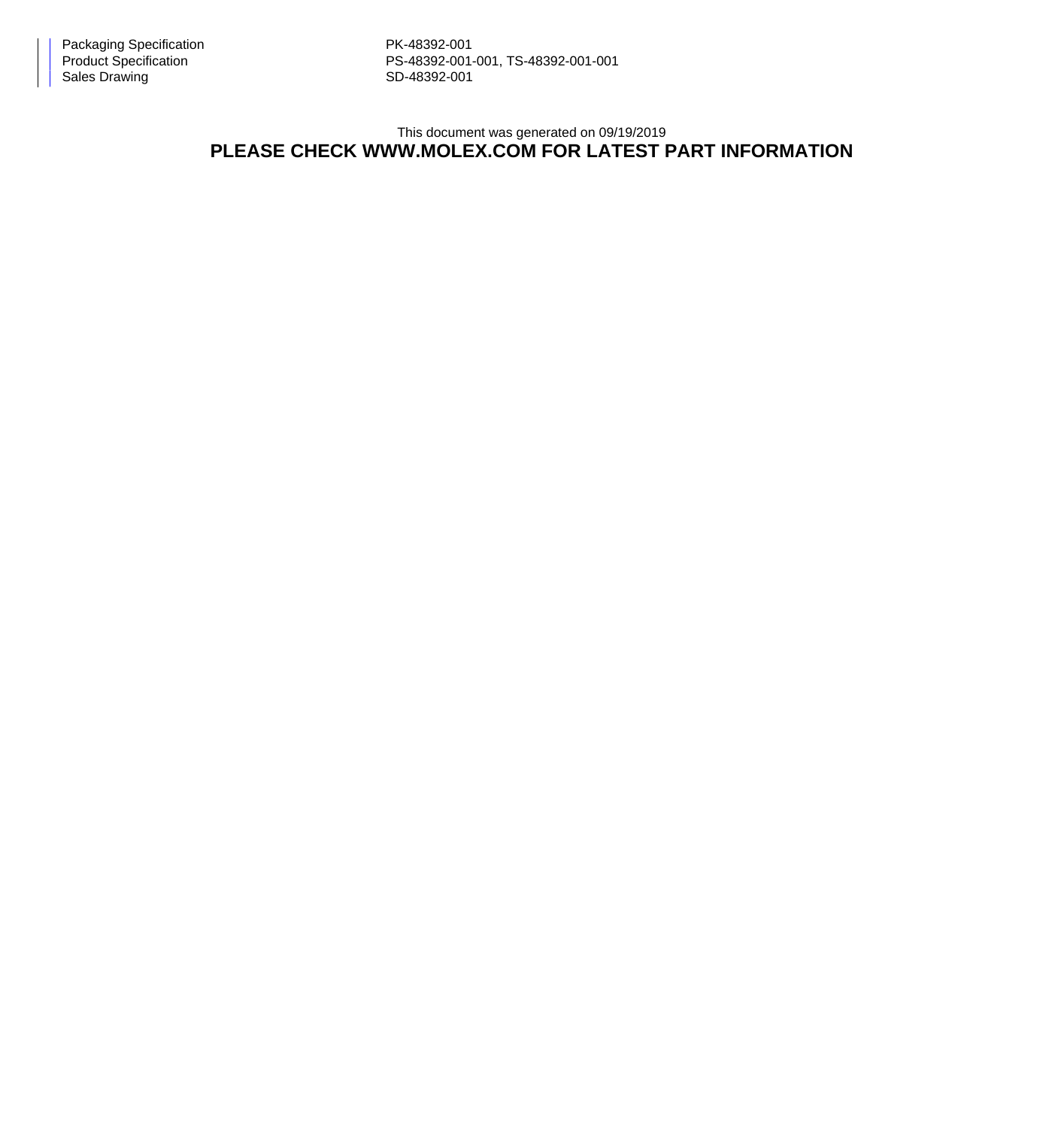| | |
|---|---|
| Packaging Specification | PK-48392-001 |
| Product Specification | PS-48392-001-001, TS-48392-001-001 |
| Sales Drawing | SD-48392-001 |

This document was generated on 09/19/2019

**PLEASE CHECK WWW.MOLEX.COM FOR LATEST PART INFORMATION**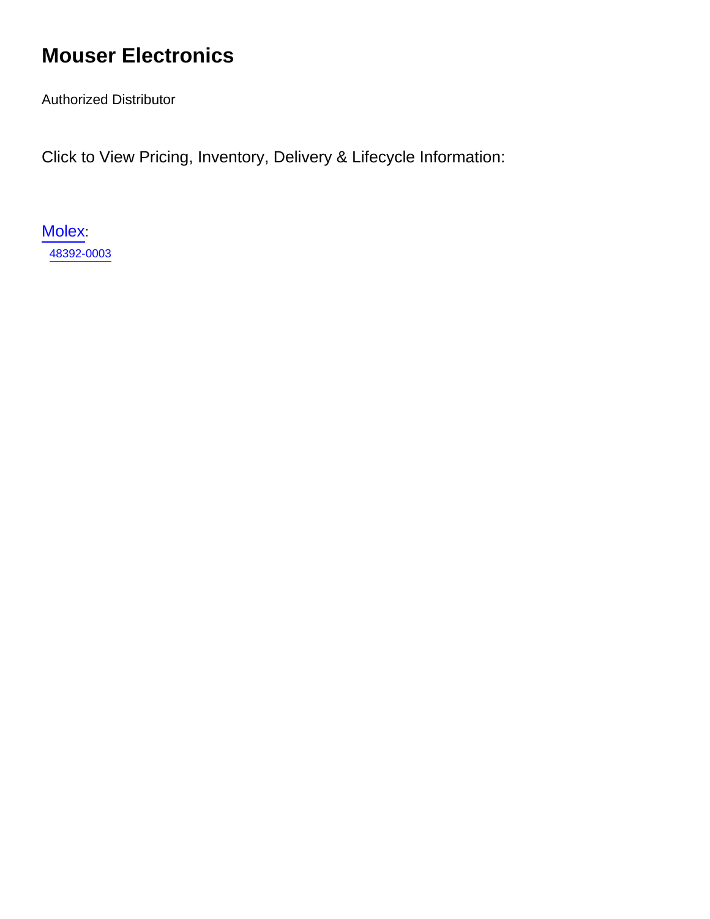# Mouser Electronics

Authorized Distributor

Click to View Pricing, Inventory, Delivery & Lifecycle Information:

Molex:

48392-0003